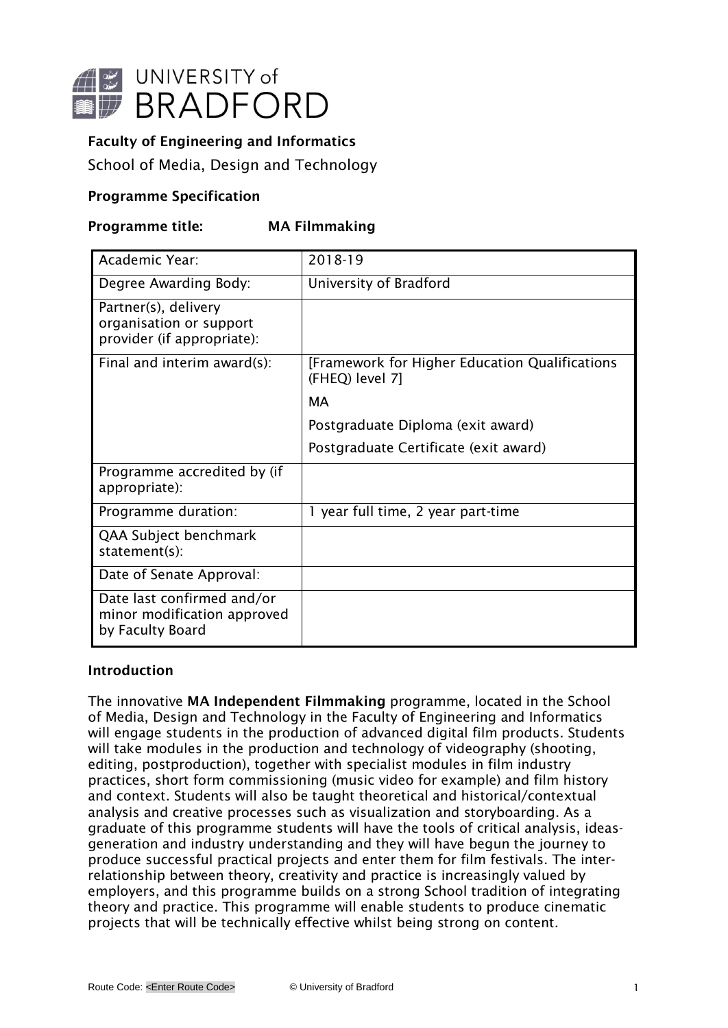UNIVERSITY of BRADFORD

**Faculty of Engineering and Informatics**

School of Media, Design and Technology

**Programme Specification**

**Programme title: MA Filmmaking**

| | |
|---|---|
| Academic Year: | 2018-19 |
| Degree Awarding Body: | University of Bradford |
| Partner(s), delivery organisation or support provider (if appropriate): | |
| Final and interim award(s): | [Framework for Higher Education Qualifications (FHEQ) level 7]<br>MA<br>Postgraduate Diploma (exit award)<br>Postgraduate Certificate (exit award) |
| Programme accredited by (if appropriate): | |
| Programme duration: | 1 year full time, 2 year part-time |
| QAA Subject benchmark statement(s): | |
| Date of Senate Approval: | |
| Date last confirmed and/or minor modification approved by Faculty Board | |

## Introduction

The innovative **MA Independent Filmmaking** programme, located in the School of Media, Design and Technology in the Faculty of Engineering and Informatics will engage students in the production of advanced digital film products. Students will take modules in the production and technology of videography (shooting, editing, postproduction), together with specialist modules in film industry practices, short form commissioning (music video for example) and film history and context. Students will also be taught theoretical and historical/contextual analysis and creative processes such as visualization and storyboarding. As a graduate of this programme students will have the tools of critical analysis, ideas-generation and industry understanding and they will have begun the journey to produce successful practical projects and enter them for film festivals. The inter-relationship between theory, creativity and practice is increasingly valued by employers, and this programme builds on a strong School tradition of integrating theory and practice. This programme will enable students to produce cinematic projects that will be technically effective whilst being strong on content.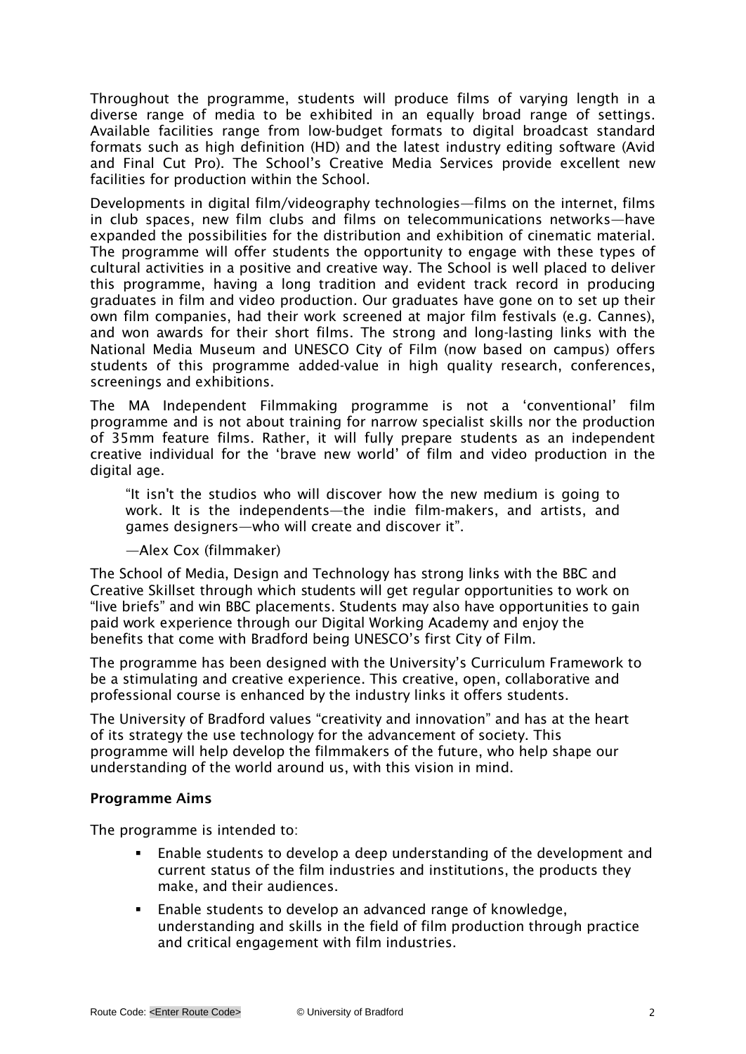Throughout the programme, students will produce films of varying length in a diverse range of media to be exhibited in an equally broad range of settings. Available facilities range from low-budget formats to digital broadcast standard formats such as high definition (HD) and the latest industry editing software (Avid and Final Cut Pro). The School's Creative Media Services provide excellent new facilities for production within the School.

Developments in digital film/videography technologies—films on the internet, films in club spaces, new film clubs and films on telecommunications networks—have expanded the possibilities for the distribution and exhibition of cinematic material. The programme will offer students the opportunity to engage with these types of cultural activities in a positive and creative way. The School is well placed to deliver this programme, having a long tradition and evident track record in producing graduates in film and video production. Our graduates have gone on to set up their own film companies, had their work screened at major film festivals (e.g. Cannes), and won awards for their short films. The strong and long-lasting links with the National Media Museum and UNESCO City of Film (now based on campus) offers students of this programme added-value in high quality research, conferences, screenings and exhibitions.

The MA Independent Filmmaking programme is not a 'conventional' film programme and is not about training for narrow specialist skills nor the production of 35mm feature films. Rather, it will fully prepare students as an independent creative individual for the 'brave new world' of film and video production in the digital age.

> "It isn't the studios who will discover how the new medium is going to work. It is the independents—the indie film-makers, and artists, and games designers—who will create and discover it".
>
> —Alex Cox (filmmaker)

The School of Media, Design and Technology has strong links with the BBC and Creative Skillset through which students will get regular opportunities to work on "live briefs" and win BBC placements. Students may also have opportunities to gain paid work experience through our Digital Working Academy and enjoy the benefits that come with Bradford being UNESCO's first City of Film.

The programme has been designed with the University's Curriculum Framework to be a stimulating and creative experience. This creative, open, collaborative and professional course is enhanced by the industry links it offers students.

The University of Bradford values "creativity and innovation" and has at the heart of its strategy the use technology for the advancement of society. This programme will help develop the filmmakers of the future, who help shape our understanding of the world around us, with this vision in mind.

**Programme Aims**

The programme is intended to:

- Enable students to develop a deep understanding of the development and current status of the film industries and institutions, the products they make, and their audiences.
- Enable students to develop an advanced range of knowledge, understanding and skills in the field of film production through practice and critical engagement with film industries.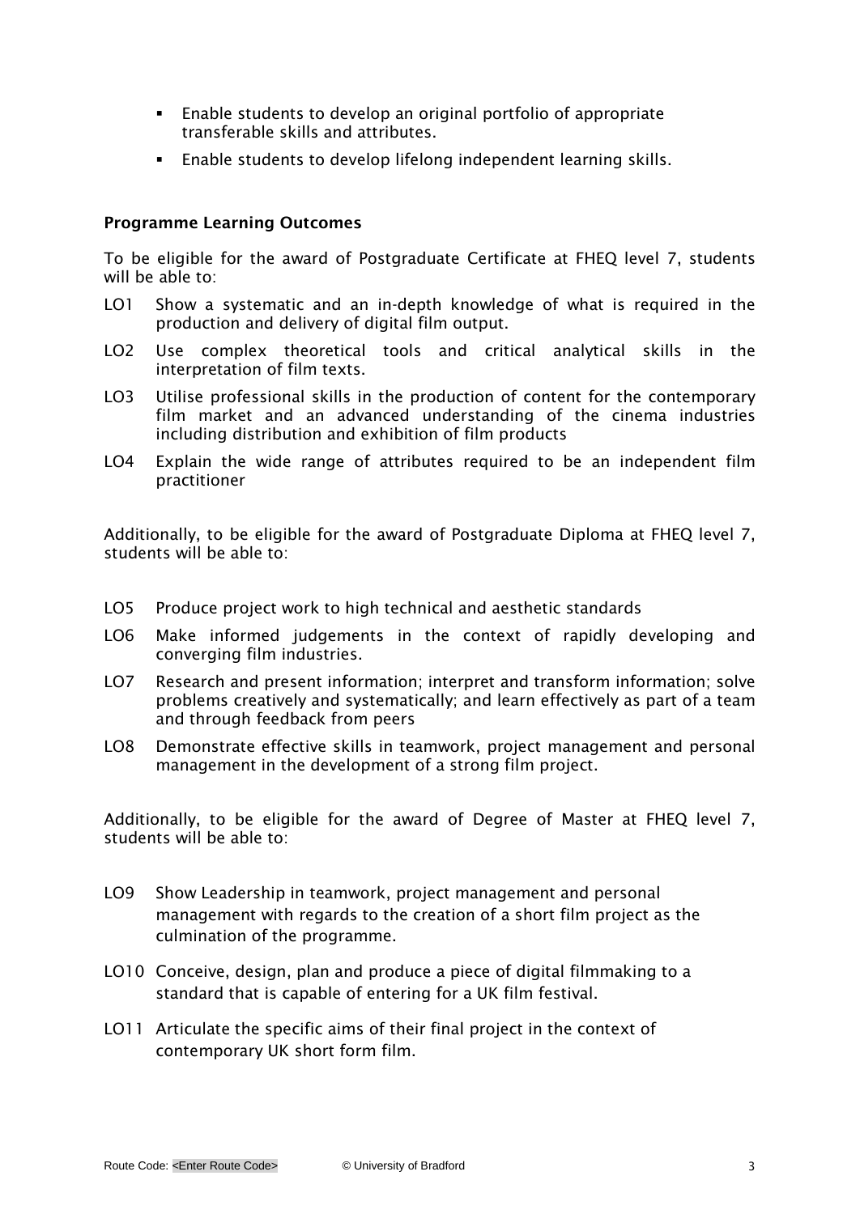- Enable students to develop an original portfolio of appropriate transferable skills and attributes.
- Enable students to develop lifelong independent learning skills.

**Programme Learning Outcomes**

To be eligible for the award of Postgraduate Certificate at FHEQ level 7, students will be able to:

LO1 Show a systematic and an in-depth knowledge of what is required in the production and delivery of digital film output.

LO2 Use complex theoretical tools and critical analytical skills in the interpretation of film texts.

LO3 Utilise professional skills in the production of content for the contemporary film market and an advanced understanding of the cinema industries including distribution and exhibition of film products

LO4 Explain the wide range of attributes required to be an independent film practitioner

Additionally, to be eligible for the award of Postgraduate Diploma at FHEQ level 7, students will be able to:

LO5 Produce project work to high technical and aesthetic standards

LO6 Make informed judgements in the context of rapidly developing and converging film industries.

LO7 Research and present information; interpret and transform information; solve problems creatively and systematically; and learn effectively as part of a team and through feedback from peers

LO8 Demonstrate effective skills in teamwork, project management and personal management in the development of a strong film project.

Additionally, to be eligible for the award of Degree of Master at FHEQ level 7, students will be able to:

LO9 Show Leadership in teamwork, project management and personal management with regards to the creation of a short film project as the culmination of the programme.

LO10 Conceive, design, plan and produce a piece of digital filmmaking to a standard that is capable of entering for a UK film festival.

LO11 Articulate the specific aims of their final project in the context of contemporary UK short form film.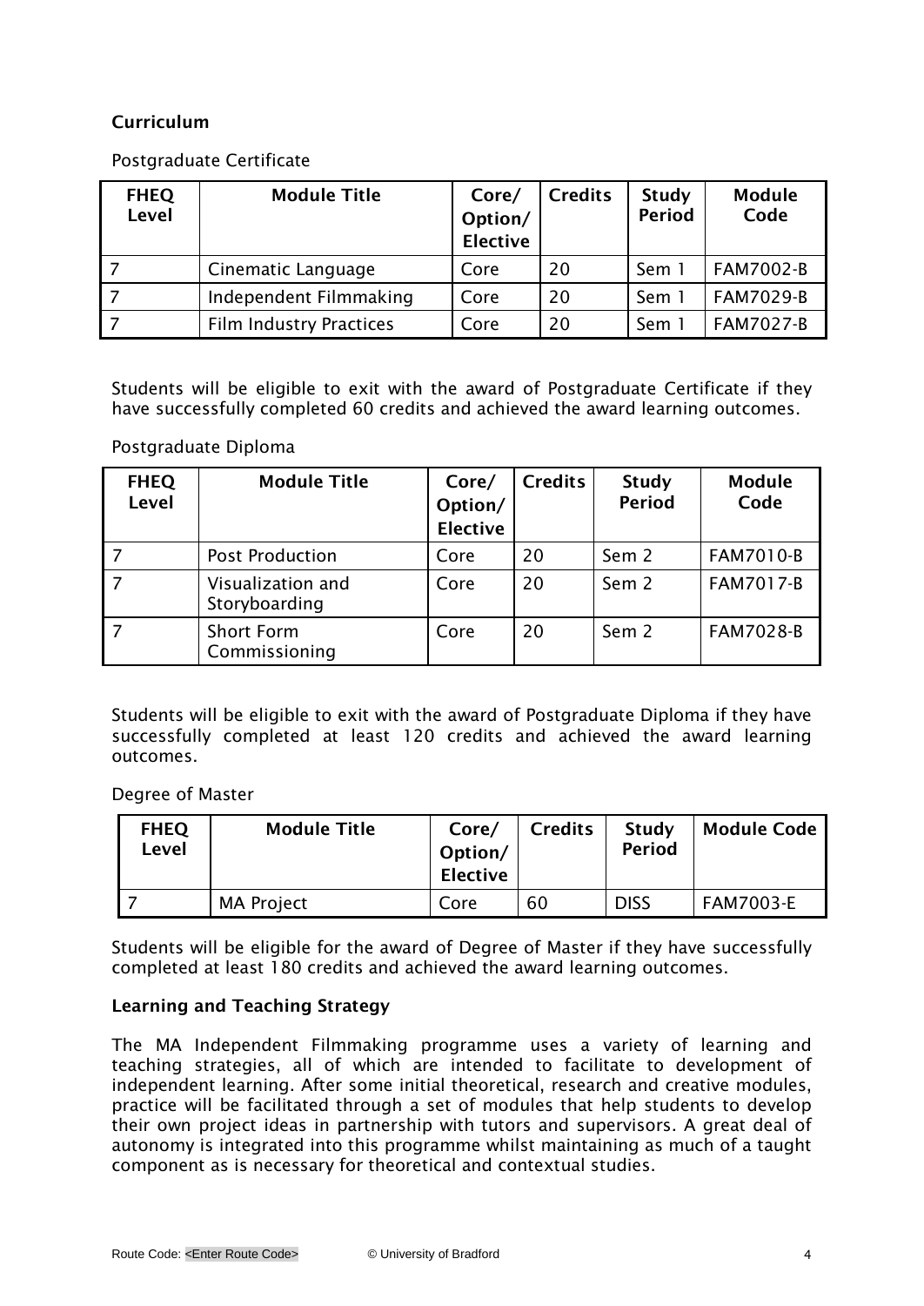### Curriculum

Postgraduate Certificate

| FHEQ Level | Module Title | Core/ Option/ Elective | Credits | Study Period | Module Code |
|---|---|---|---|---|---|
| 7 | Cinematic Language | Core | 20 | Sem 1 | FAM7002-B |
| 7 | Independent Filmmaking | Core | 20 | Sem 1 | FAM7029-B |
| 7 | Film Industry Practices | Core | 20 | Sem 1 | FAM7027-B |

Students will be eligible to exit with the award of Postgraduate Certificate if they have successfully completed 60 credits and achieved the award learning outcomes.

Postgraduate Diploma

| FHEQ Level | Module Title | Core/ Option/ Elective | Credits | Study Period | Module Code |
|---|---|---|---|---|---|
| 7 | Post Production | Core | 20 | Sem 2 | FAM7010-B |
| 7 | Visualization and Storyboarding | Core | 20 | Sem 2 | FAM7017-B |
| 7 | Short Form Commissioning | Core | 20 | Sem 2 | FAM7028-B |

Students will be eligible to exit with the award of Postgraduate Diploma if they have successfully completed at least 120 credits and achieved the award learning outcomes.

Degree of Master

| FHEQ Level | Module Title | Core/ Option/ Elective | Credits | Study Period | Module Code |
|---|---|---|---|---|---|
| 7 | MA Project | Core | 60 | DISS | FAM7003-E |

Students will be eligible for the award of Degree of Master if they have successfully completed at least 180 credits and achieved the award learning outcomes.

### Learning and Teaching Strategy

The MA Independent Filmmaking programme uses a variety of learning and teaching strategies, all of which are intended to facilitate to development of independent learning. After some initial theoretical, research and creative modules, practice will be facilitated through a set of modules that help students to develop their own project ideas in partnership with tutors and supervisors. A great deal of autonomy is integrated into this programme whilst maintaining as much of a taught component as is necessary for theoretical and contextual studies.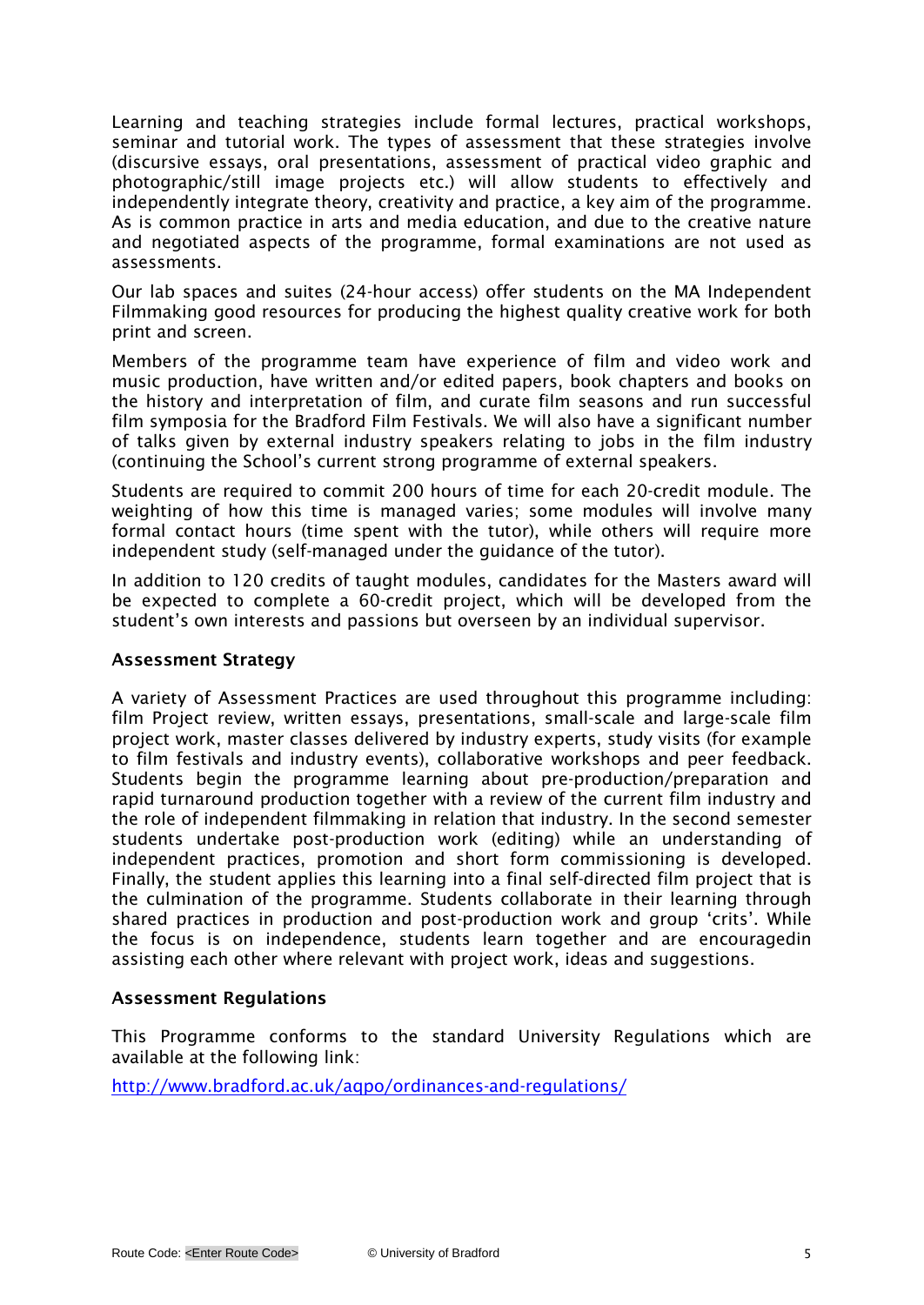Learning and teaching strategies include formal lectures, practical workshops, seminar and tutorial work. The types of assessment that these strategies involve (discursive essays, oral presentations, assessment of practical video graphic and photographic/still image projects etc.) will allow students to effectively and independently integrate theory, creativity and practice, a key aim of the programme. As is common practice in arts and media education, and due to the creative nature and negotiated aspects of the programme, formal examinations are not used as assessments.

Our lab spaces and suites (24-hour access) offer students on the MA Independent Filmmaking good resources for producing the highest quality creative work for both print and screen.

Members of the programme team have experience of film and video work and music production, have written and/or edited papers, book chapters and books on the history and interpretation of film, and curate film seasons and run successful film symposia for the Bradford Film Festivals. We will also have a significant number of talks given by external industry speakers relating to jobs in the film industry (continuing the School's current strong programme of external speakers.

Students are required to commit 200 hours of time for each 20-credit module. The weighting of how this time is managed varies; some modules will involve many formal contact hours (time spent with the tutor), while others will require more independent study (self-managed under the guidance of the tutor).

In addition to 120 credits of taught modules, candidates for the Masters award will be expected to complete a 60-credit project, which will be developed from the student's own interests and passions but overseen by an individual supervisor.

### Assessment Strategy

A variety of Assessment Practices are used throughout this programme including: film Project review, written essays, presentations, small-scale and large-scale film project work, master classes delivered by industry experts, study visits (for example to film festivals and industry events), collaborative workshops and peer feedback. Students begin the programme learning about pre-production/preparation and rapid turnaround production together with a review of the current film industry and the role of independent filmmaking in relation that industry. In the second semester students undertake post-production work (editing) while an understanding of independent practices, promotion and short form commissioning is developed. Finally, the student applies this learning into a final self-directed film project that is the culmination of the programme. Students collaborate in their learning through shared practices in production and post-production work and group 'crits'. While the focus is on independence, students learn together and are encouragedin assisting each other where relevant with project work, ideas and suggestions.

### Assessment Regulations

This Programme conforms to the standard University Regulations which are available at the following link:

http://www.bradford.ac.uk/aqpo/ordinances-and-regulations/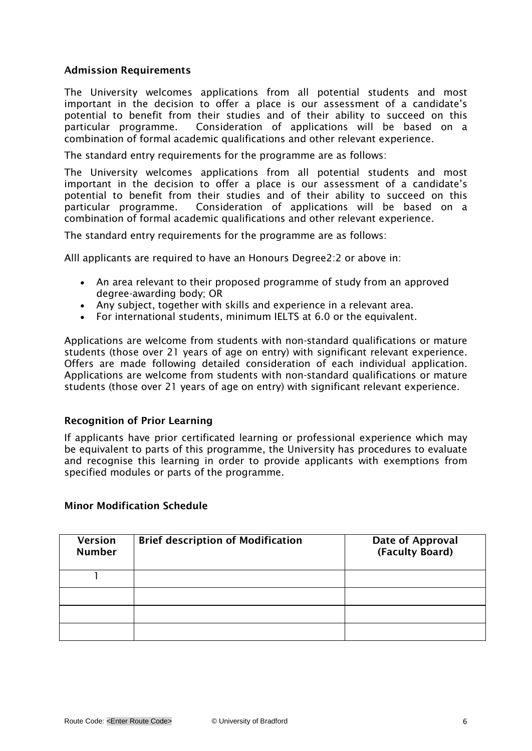### Admission Requirements

The University welcomes applications from all potential students and most important in the decision to offer a place is our assessment of a candidate's potential to benefit from their studies and of their ability to succeed on this particular programme. Consideration of applications will be based on a combination of formal academic qualifications and other relevant experience.

The standard entry requirements for the programme are as follows:

The University welcomes applications from all potential students and most important in the decision to offer a place is our assessment of a candidate's potential to benefit from their studies and of their ability to succeed on this particular programme. Consideration of applications will be based on a combination of formal academic qualifications and other relevant experience.

The standard entry requirements for the programme are as follows:

Alll applicants are required to have an Honours Degree2:2 or above in:

- An area relevant to their proposed programme of study from an approved degree-awarding body; OR
- Any subject, together with skills and experience in a relevant area.
- For international students, minimum IELTS at 6.0 or the equivalent.

Applications are welcome from students with non-standard qualifications or mature students (those over 21 years of age on entry) with significant relevant experience. Offers are made following detailed consideration of each individual application. Applications are welcome from students with non-standard qualifications or mature students (those over 21 years of age on entry) with significant relevant experience.

### Recognition of Prior Learning

If applicants have prior certificated learning or professional experience which may be equivalent to parts of this programme, the University has procedures to evaluate and recognise this learning in order to provide applicants with exemptions from specified modules or parts of the programme.

### Minor Modification Schedule

| Version Number | Brief description of Modification | Date of Approval (Faculty Board) |
|---|---|---|
| 1 | | |
| | | |
| | | |
| | | |

Route Code: <Enter Route Code> © University of Bradford